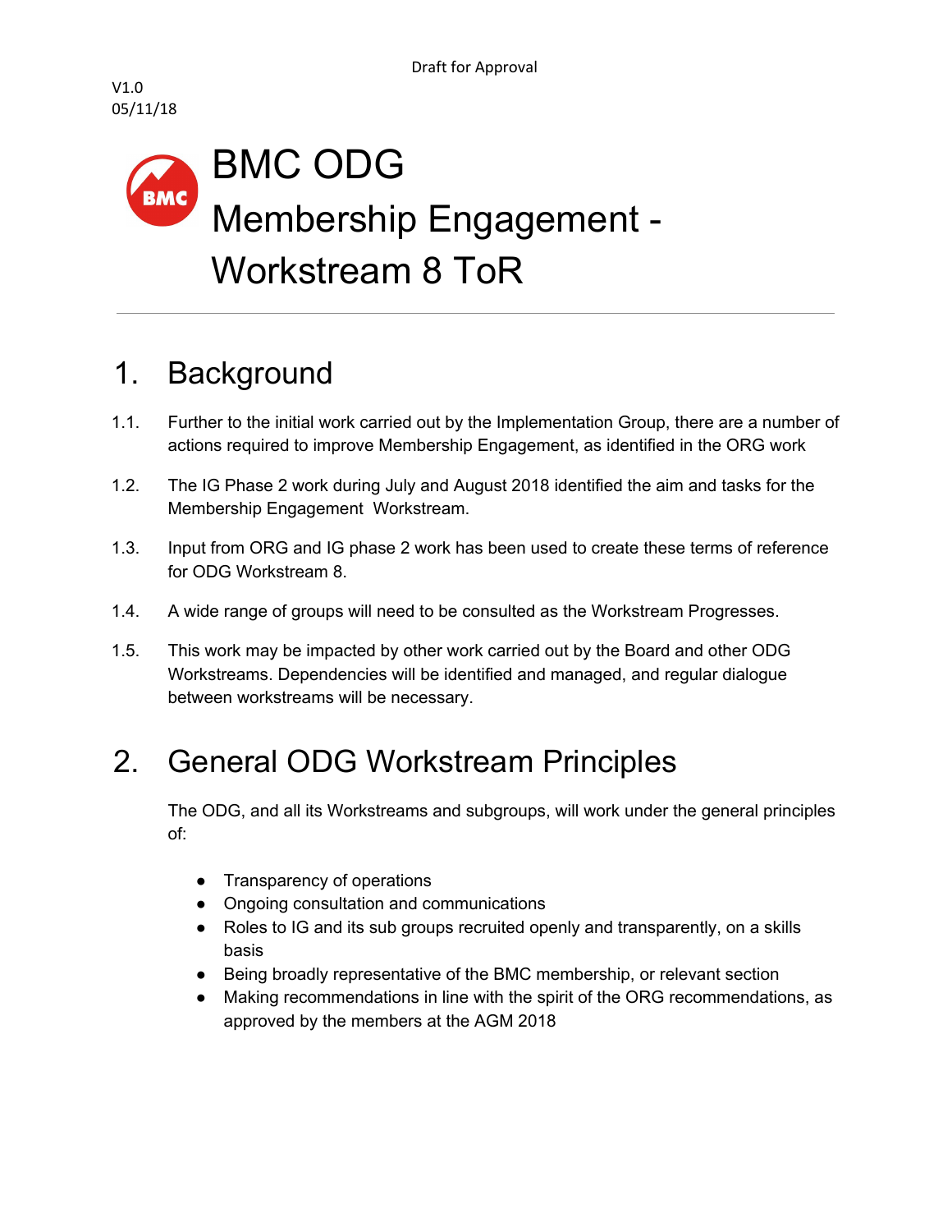Draft for Approval

V1.0
05/11/18

# BMC ODG Membership Engagement - Workstream 8 ToR

## 1. Background

1.1. Further to the initial work carried out by the Implementation Group, there are a number of actions required to improve Membership Engagement, as identified in the ORG work

1.2. The IG Phase 2 work during July and August 2018 identified the aim and tasks for the Membership Engagement Workstream.

1.3. Input from ORG and IG phase 2 work has been used to create these terms of reference for ODG Workstream 8.

1.4. A wide range of groups will need to be consulted as the Workstream Progresses.

1.5. This work may be impacted by other work carried out by the Board and other ODG Workstreams. Dependencies will be identified and managed, and regular dialogue between workstreams will be necessary.

## 2. General ODG Workstream Principles

The ODG, and all its Workstreams and subgroups, will work under the general principles of:

- Transparency of operations
- Ongoing consultation and communications
- Roles to IG and its sub groups recruited openly and transparently, on a skills basis
- Being broadly representative of the BMC membership, or relevant section
- Making recommendations in line with the spirit of the ORG recommendations, as approved by the members at the AGM 2018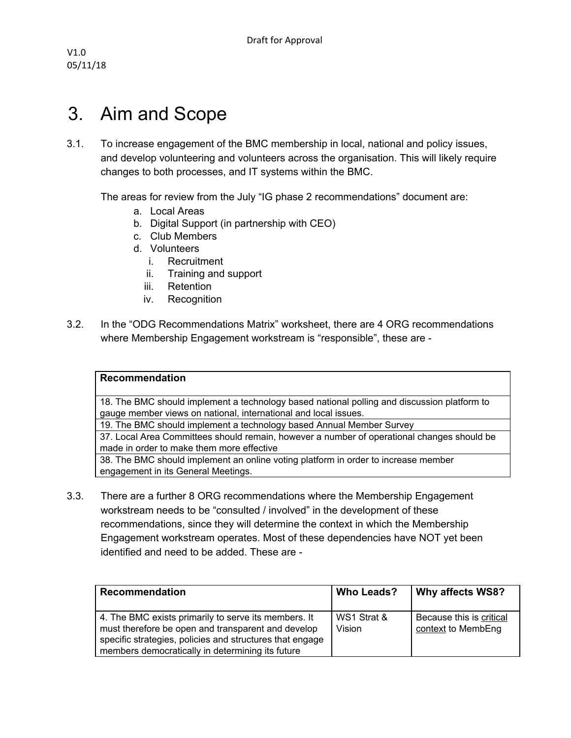# 3. Aim and Scope

3.1. To increase engagement of the BMC membership in local, national and policy issues, and develop volunteering and volunteers across the organisation. This will likely require changes to both processes, and IT systems within the BMC.

The areas for review from the July "IG phase 2 recommendations" document are:

a. Local Areas
b. Digital Support (in partnership with CEO)
c. Club Members
d. Volunteers
   i. Recruitment
   ii. Training and support
   iii. Retention
   iv. Recognition

3.2. In the "ODG Recommendations Matrix" worksheet, there are 4 ORG recommendations where Membership Engagement workstream is "responsible", these are -

| Recommendation |
| --- |
| 18. The BMC should implement a technology based national polling and discussion platform to gauge member views on national, international and local issues. |
| 19. The BMC should implement a technology based Annual Member Survey |
| 37. Local Area Committees should remain, however a number of operational changes should be made in order to make them more effective |
| 38. The BMC should implement an online voting platform in order to increase member engagement in its General Meetings. |

3.3. There are a further 8 ORG recommendations where the Membership Engagement workstream needs to be "consulted / involved" in the development of these recommendations, since they will determine the context in which the Membership Engagement workstream operates. Most of these dependencies have NOT yet been identified and need to be added. These are -

| Recommendation | Who Leads? | Why affects WS8? |
| --- | --- | --- |
| 4. The BMC exists primarily to serve its members. It must therefore be open and transparent and develop specific strategies, policies and structures that engage members democratically in determining its future | WS1 Strat & Vision | Because this is critical context to MembEng |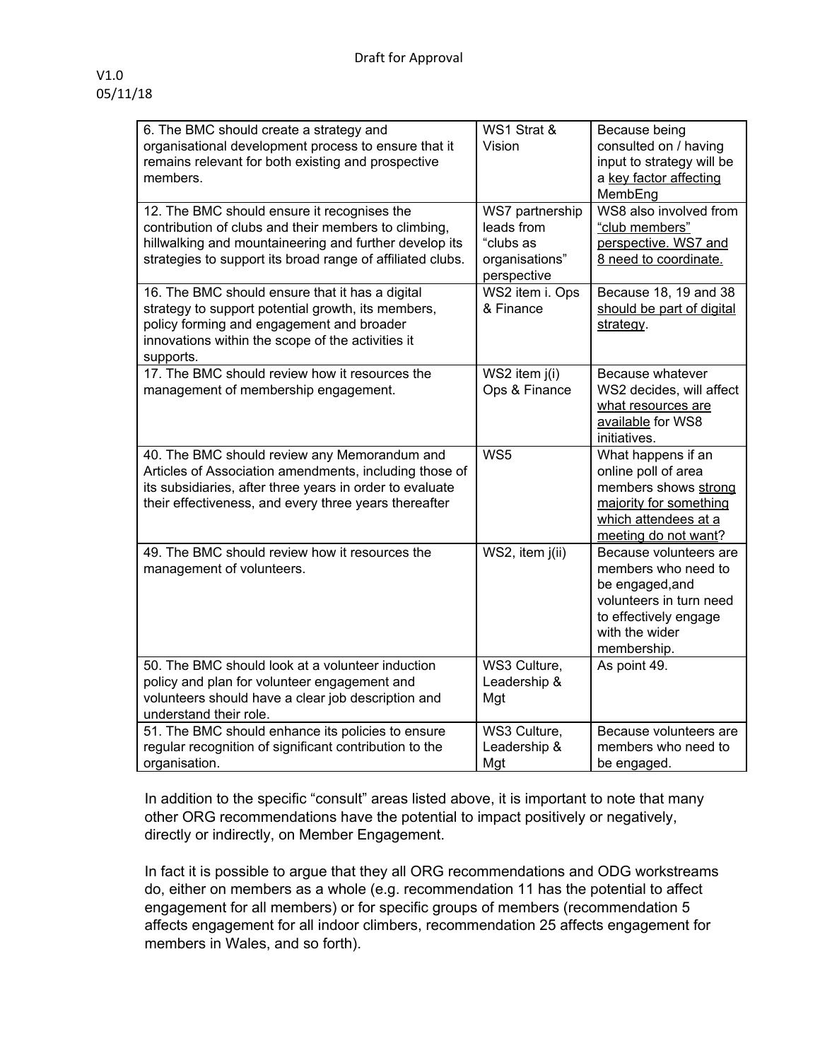| | | |
|---|---|---|
| 6. The BMC should create a strategy and organisational development process to ensure that it remains relevant for both existing and prospective members. | WS1 Strat & Vision | Because being consulted on / having input to strategy will be a <u>key factor affecting</u> MembEng |
| 12. The BMC should ensure it recognises the contribution of clubs and their members to climbing, hillwalking and mountaineering and further develop its strategies to support its broad range of affiliated clubs. | WS7 partnership leads from "clubs as organisations" perspective | WS8 also involved from <u>"club members" perspective. WS7 and 8 need to coordinate.</u> |
| 16. The BMC should ensure that it has a digital strategy to support potential growth, its members, policy forming and engagement and broader innovations within the scope of the activities it supports. | WS2 item i. Ops & Finance | Because 18, 19 and 38 <u>should be part of digital strategy</u>. |
| 17. The BMC should review how it resources the management of membership engagement. | WS2 item j(i) Ops & Finance | Because whatever WS2 decides, will affect <u>what resources are available</u> for WS8 initiatives. |
| 40. The BMC should review any Memorandum and Articles of Association amendments, including those of its subsidiaries, after three years in order to evaluate their effectiveness, and every three years thereafter | WS5 | What happens if an online poll of area members shows <u>strong majority for something which attendees at a meeting do not want</u>? |
| 49. The BMC should review how it resources the management of volunteers. | WS2, item j(ii) | Because volunteers are members who need to be engaged,and volunteers in turn need to effectively engage with the wider membership. |
| 50. The BMC should look at a volunteer induction policy and plan for volunteer engagement and volunteers should have a clear job description and understand their role. | WS3 Culture, Leadership & Mgt | As point 49. |
| 51. The BMC should enhance its policies to ensure regular recognition of significant contribution to the organisation. | WS3 Culture, Leadership & Mgt | Because volunteers are members who need to be engaged. |

In addition to the specific "consult" areas listed above, it is important to note that many other ORG recommendations have the potential to impact positively or negatively, directly or indirectly, on Member Engagement.

In fact it is possible to argue that they all ORG recommendations and ODG workstreams do, either on members as a whole (e.g. recommendation 11 has the potential to affect engagement for all members) or for specific groups of members (recommendation 5 affects engagement for all indoor climbers, recommendation 25 affects engagement for members in Wales, and so forth).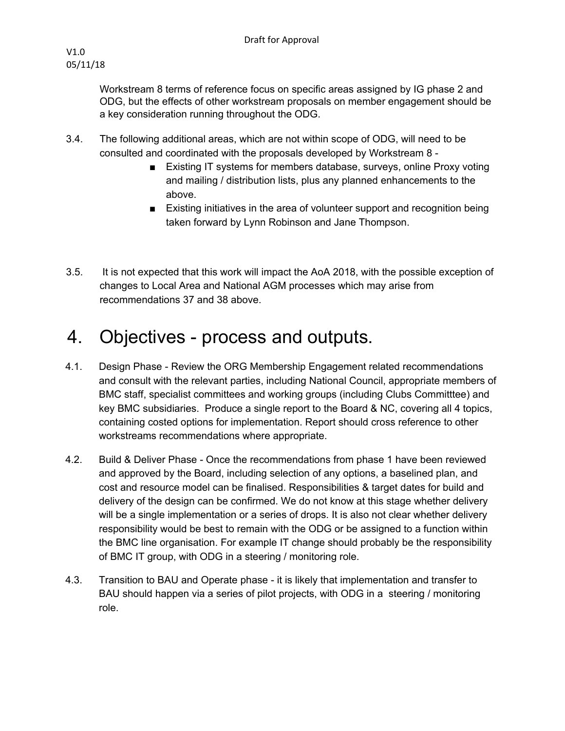Workstream 8 terms of reference focus on specific areas assigned by IG phase 2 and ODG, but the effects of other workstream proposals on member engagement should be a key consideration running throughout the ODG.

3.4. The following additional areas, which are not within scope of ODG, will need to be consulted and coordinated with the proposals developed by Workstream 8 -

- Existing IT systems for members database, surveys, online Proxy voting and mailing / distribution lists, plus any planned enhancements to the above.
- Existing initiatives in the area of volunteer support and recognition being taken forward by Lynn Robinson and Jane Thompson.

3.5. It is not expected that this work will impact the AoA 2018, with the possible exception of changes to Local Area and National AGM processes which may arise from recommendations 37 and 38 above.

# 4. Objectives - process and outputs.

4.1. Design Phase - Review the ORG Membership Engagement related recommendations and consult with the relevant parties, including National Council, appropriate members of BMC staff, specialist committees and working groups (including Clubs Committtee) and key BMC subsidiaries. Produce a single report to the Board & NC, covering all 4 topics, containing costed options for implementation. Report should cross reference to other workstreams recommendations where appropriate.

4.2. Build & Deliver Phase - Once the recommendations from phase 1 have been reviewed and approved by the Board, including selection of any options, a baselined plan, and cost and resource model can be finalised. Responsibilities & target dates for build and delivery of the design can be confirmed. We do not know at this stage whether delivery will be a single implementation or a series of drops. It is also not clear whether delivery responsibility would be best to remain with the ODG or be assigned to a function within the BMC line organisation. For example IT change should probably be the responsibility of BMC IT group, with ODG in a steering / monitoring role.

4.3. Transition to BAU and Operate phase - it is likely that implementation and transfer to BAU should happen via a series of pilot projects, with ODG in a steering / monitoring role.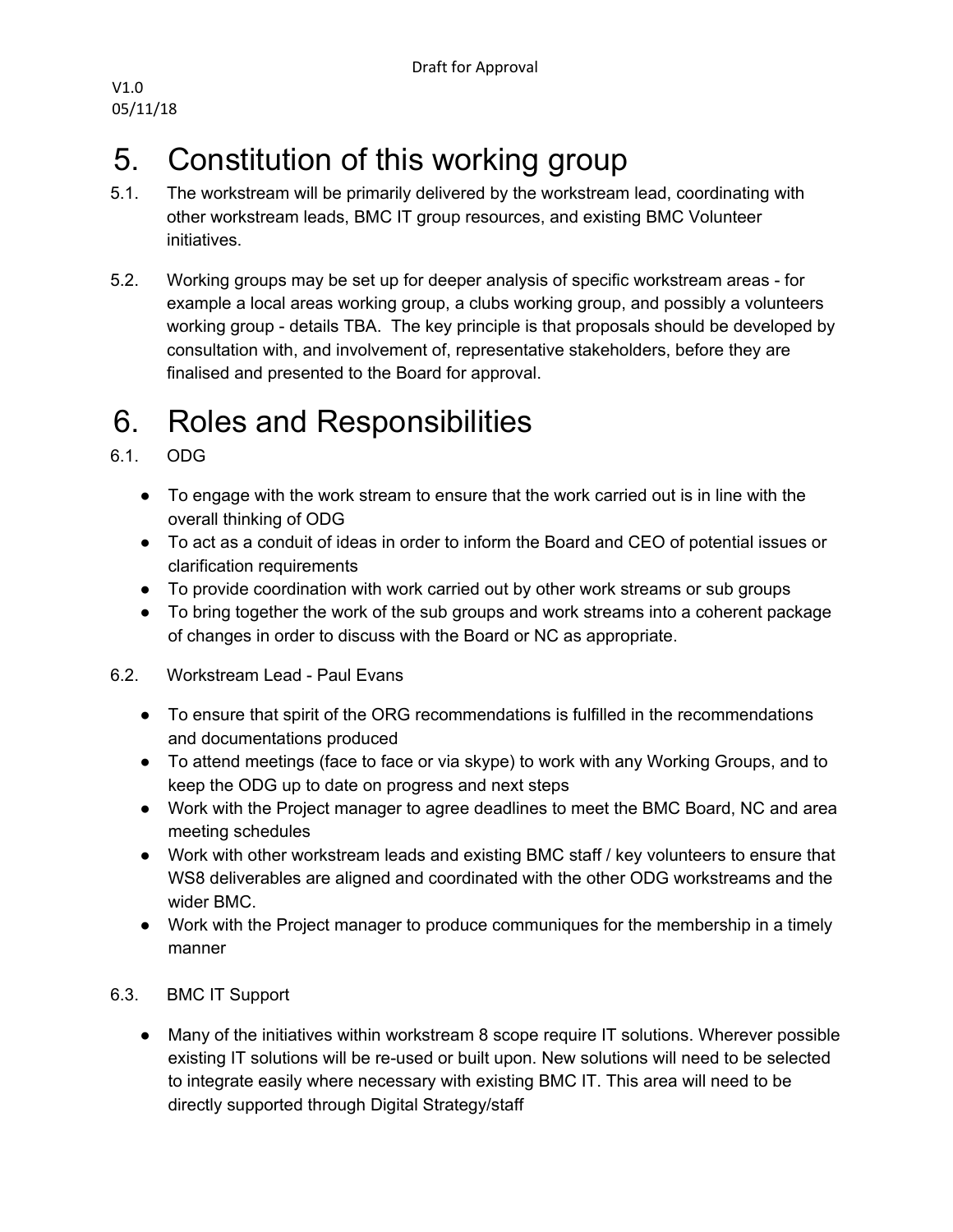# 5. Constitution of this working group

5.1. The workstream will be primarily delivered by the workstream lead, coordinating with other workstream leads, BMC IT group resources, and existing BMC Volunteer initiatives.

5.2. Working groups may be set up for deeper analysis of specific workstream areas - for example a local areas working group, a clubs working group, and possibly a volunteers working group - details TBA. The key principle is that proposals should be developed by consultation with, and involvement of, representative stakeholders, before they are finalised and presented to the Board for approval.

# 6. Roles and Responsibilities

6.1. ODG

- To engage with the work stream to ensure that the work carried out is in line with the overall thinking of ODG
- To act as a conduit of ideas in order to inform the Board and CEO of potential issues or clarification requirements
- To provide coordination with work carried out by other work streams or sub groups
- To bring together the work of the sub groups and work streams into a coherent package of changes in order to discuss with the Board or NC as appropriate.

6.2. Workstream Lead - Paul Evans

- To ensure that spirit of the ORG recommendations is fulfilled in the recommendations and documentations produced
- To attend meetings (face to face or via skype) to work with any Working Groups, and to keep the ODG up to date on progress and next steps
- Work with the Project manager to agree deadlines to meet the BMC Board, NC and area meeting schedules
- Work with other workstream leads and existing BMC staff / key volunteers to ensure that WS8 deliverables are aligned and coordinated with the other ODG workstreams and the wider BMC.
- Work with the Project manager to produce communiques for the membership in a timely manner

6.3. BMC IT Support

- Many of the initiatives within workstream 8 scope require IT solutions. Wherever possible existing IT solutions will be re-used or built upon. New solutions will need to be selected to integrate easily where necessary with existing BMC IT. This area will need to be directly supported through Digital Strategy/staff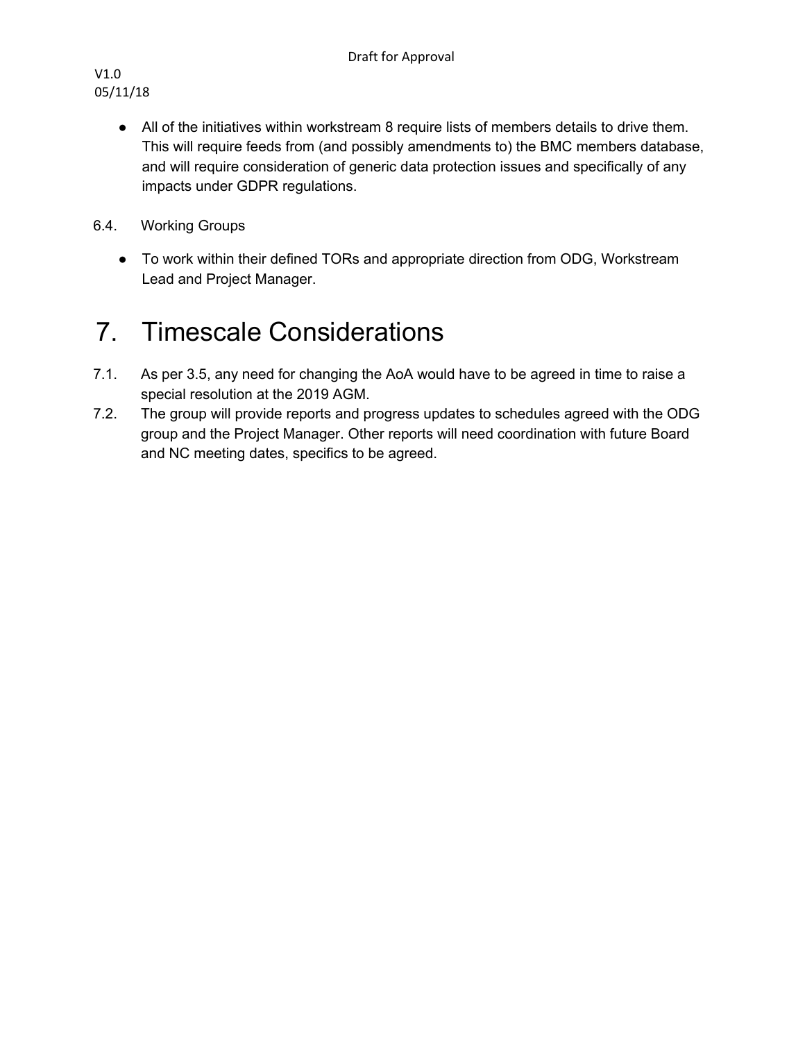- All of the initiatives within workstream 8 require lists of members details to drive them. This will require feeds from (and possibly amendments to) the BMC members database, and will require consideration of generic data protection issues and specifically of any impacts under GDPR regulations.

6.4. Working Groups

- To work within their defined TORs and appropriate direction from ODG, Workstream Lead and Project Manager.

# 7. Timescale Considerations

7.1. As per 3.5, any need for changing the AoA would have to be agreed in time to raise a special resolution at the 2019 AGM.

7.2. The group will provide reports and progress updates to schedules agreed with the ODG group and the Project Manager. Other reports will need coordination with future Board and NC meeting dates, specifics to be agreed.